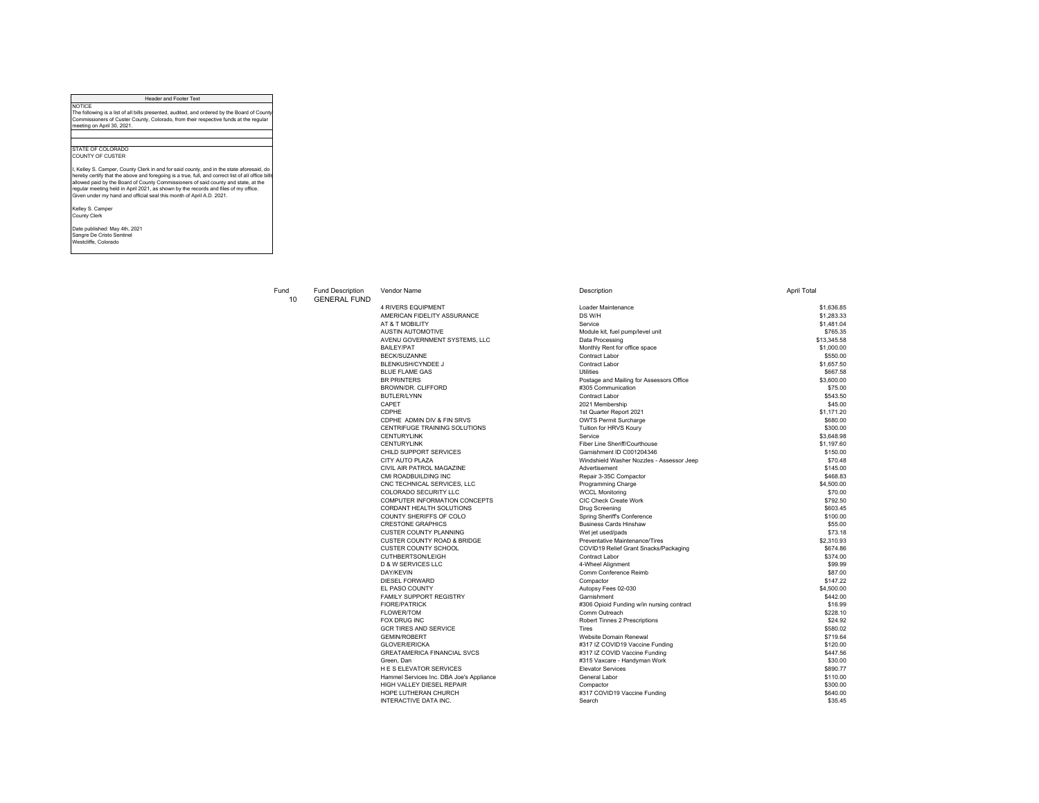| Header and Footer Text |
|---|
| NOTICE<br>The following is a list of all bills presented, audited, and ordered by the Board of County Commissioners of Custer County, Colorado, from their respective funds at the regular meeting on April 30, 2021. |
| |
| |
| STATE OF COLORADO<br>COUNTY OF CUSTER<br><br>I, Kelley S. Camper, County Clerk in and for said county, and in the state aforesaid, do hereby certify that the above and foregoing is a true, full, and correct list of all office bills allowed paid by the Board of County Commissioners of said county and state, at the regular meeting held in April 2021, as shown by the records and files of my office. Given under my hand and official seal this month of April A.D. 2021.<br><br>Kelley S. Camper<br>County Clerk<br><br>Date published: May 4th, 2021<br>Sangre De Cristo Sentinel<br>Westcliffe, Colorado |

| Fund | Fund Description | Vendor Name | Description | April Total |
|---|---|---|---|---|
| 10 | GENERAL FUND | | | |
| | | 4 RIVERS EQUIPMENT | Loader Maintenance | $1,636.85 |
| | | AMERICAN FIDELITY ASSURANCE | DS W/H | $1,283.33 |
| | | AT & T MOBILITY | Service | $1,481.04 |
| | | AUSTIN AUTOMOTIVE | Module kit, fuel pump/level unit | $765.35 |
| | | AVENU GOVERNMENT SYSTEMS, LLC | Data Processing | $13,345.58 |
| | | BAILEY/PAT | Monthly Rent for office space | $1,000.00 |
| | | BECK/SUZANNE | Contract Labor | $550.00 |
| | | BLENKUSH/CYNDEE J | Contract Labor | $1,657.50 |
| | | BLUE FLAME GAS | Utilities | $667.58 |
| | | BR PRINTERS | Postage and Mailing for Assessors Office | $3,600.00 |
| | | BROWN/DR. CLIFFORD | #305 Communication | $75.00 |
| | | BUTLER/LYNN | Contract Labor | $543.50 |
| | | CAPET | 2021 Membership | $45.00 |
| | | CDPHE | 1st Quarter Report 2021 | $1,171.20 |
| | | CDPHE ADMIN DIV & FIN SRVS | OWTS Permit Surcharge | $680.00 |
| | | CENTRIFUGE TRAINING SOLUTIONS | Tuition for HRVS Koury | $300.00 |
| | | CENTURYLINK | Service | $3,648.98 |
| | | CENTURYLINK | Fiber Line Sheriff/Courthouse | $1,197.60 |
| | | CHILD SUPPORT SERVICES | Garnishment ID C001204346 | $150.00 |
| | | CITY AUTO PLAZA | Windshield Washer Nozzles - Assessor Jeep | $70.48 |
| | | CIVIL AIR PATROL MAGAZINE | Advertisement | $145.00 |
| | | CMI ROADBUILDING INC | Repair 3-35C Compactor | $468.83 |
| | | CNC TECHNICAL SERVICES, LLC | Programming Charge | $4,500.00 |
| | | COLORADO SECURITY LLC | WCCL Monitoring | $70.00 |
| | | COMPUTER INFORMATION CONCEPTS | CIC Check Create Work | $792.50 |
| | | CORDANT HEALTH SOLUTIONS | Drug Screening | $603.45 |
| | | COUNTY SHERIFFS OF COLO | Spring Sheriff's Conference | $100.00 |
| | | CRESTONE GRAPHICS | Business Cards Hinshaw | $55.00 |
| | | CUSTER COUNTY PLANNING | Wet jet used/pads | $73.18 |
| | | CUSTER COUNTY ROAD & BRIDGE | Preventative Maintenance/Tires | $2,310.93 |
| | | CUSTER COUNTY SCHOOL | COVID19 Relief Grant Snacks/Packaging | $674.86 |
| | | CUTHBERTSON/LEIGH | Contract Labor | $374.00 |
| | | D & W SERVICES LLC | 4-Wheel Alignment | $99.99 |
| | | DAY/KEVIN | Comm Conference Reimb | $87.00 |
| | | DIESEL FORWARD | Compactor | $147.22 |
| | | EL PASO COUNTY | Autopsy Fees 02-030 | $4,500.00 |
| | | FAMILY SUPPORT REGISTRY | Garnishment | $442.00 |
| | | FIORE/PATRICK | #306 Opioid Funding w/in nursing contract | $16.99 |
| | | FLOWER/TOM | Comm Outreach | $228.10 |
| | | FOX DRUG INC | Robert Tinnes 2 Prescriptions | $24.92 |
| | | GCR TIRES AND SERVICE | Tires | $580.02 |
| | | GEMIN/ROBERT | Website Domain Renewal | $719.64 |
| | | GLOVER/ERICKA | #317 IZ COVID19 Vaccine Funding | $120.00 |
| | | GREATAMERICA FINANCIAL SVCS | #317 IZ COVID Vaccine Funding | $447.56 |
| | | Green, Dan | #315 Vaxcare - Handyman Work | $30.00 |
| | | H E S ELEVATOR SERVICES | Elevator Services | $890.77 |
| | | Hammel Services Inc. DBA Joe's Appliance | General Labor | $110.00 |
| | | HIGH VALLEY DIESEL REPAIR | Compactor | $300.00 |
| | | HOPE LUTHERAN CHURCH | #317 COVID19 Vaccine Funding | $640.00 |
| | | INTERACTIVE DATA INC. | Search | $35.45 |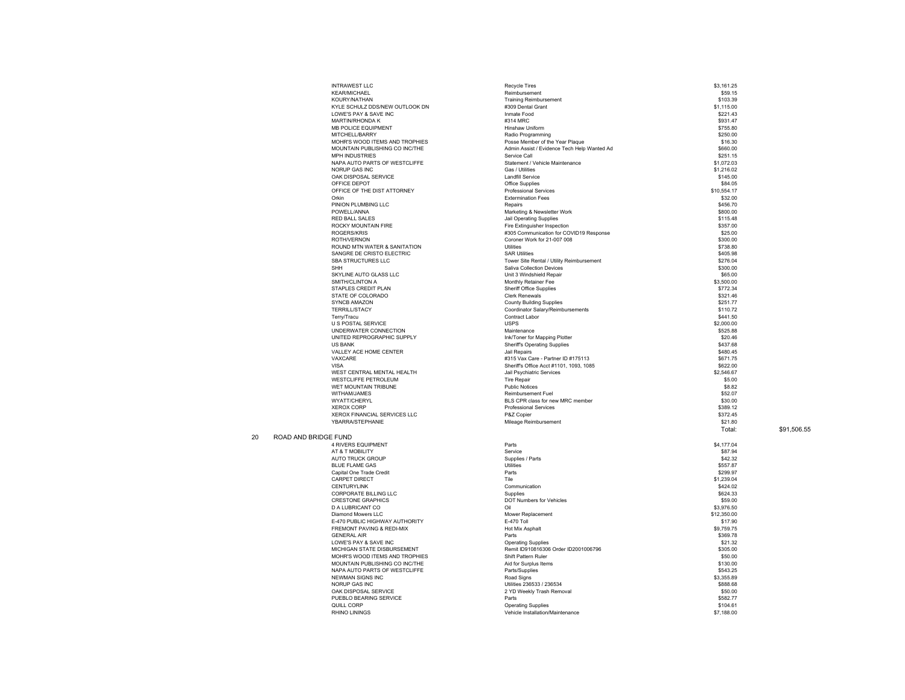| Vendor | Description | Amount | |
|---|---|---|---|
| INTRAWEST LLC | Recycle Tires | $3,161.25 | |
| KEAR/MICHAEL | Reimbursement | $59.15 | |
| KOURY/NATHAN | Training Reimbursement | $103.39 | |
| KYLE SCHULZ DDS/NEW OUTLOOK DN | #309 Dental Grant | $1,115.00 | |
| LOWE'S PAY & SAVE INC | Inmate Food | $221.43 | |
| MARTIN/RHONDA K | #314 MRC | $931.47 | |
| MB POLICE EQUIPMENT | Hinshaw Uniform | $755.80 | |
| MITCHELL/BARRY | Radio Programming | $250.00 | |
| MOHR'S WOOD ITEMS AND TROPHIES | Posse Member of the Year Plaque | $16.30 | |
| MOUNTAIN PUBLISHING CO INC/THE | Admin Assist / Evidence Tech Help Wanted Ad | $660.00 | |
| MPH INDUSTRIES | Service Call | $251.15 | |
| NAPA AUTO PARTS OF WESTCLIFFE | Statement / Vehicle Maintenance | $1,072.03 | |
| NORUP GAS INC | Gas / Utilities | $1,216.02 | |
| OAK DISPOSAL SERVICE | Landfill Service | $145.00 | |
| OFFICE DEPOT | Office Supplies | $84.05 | |
| OFFICE OF THE DIST ATTORNEY | Professional Services | $10,554.17 | |
| Orkin | Extermination Fees | $32.00 | |
| PINION PLUMBING LLC | Repairs | $456.70 | |
| POWELL/ANNA | Marketing & Newsletter Work | $800.00 | |
| RED BALL SALES | Jail Operating Supplies | $115.48 | |
| ROCKY MOUNTAIN FIRE | Fire Extinguisher Inspection | $357.00 | |
| ROGERS/KRIS | #305 Communication for COVID19 Response | $25.00 | |
| ROTH/VERNON | Coroner Work for 21-007 008 | $300.00 | |
| ROUND MTN WATER & SANITATION | Utilities | $738.80 | |
| SANGRE DE CRISTO ELECTRIC | SAR Utilities | $405.98 | |
| SBA STRUCTURES LLC | Tower Site Rental / Utility Reimbursement | $276.04 | |
| SHH | Saliva Collection Devices | $300.00 | |
| SKYLINE AUTO GLASS LLC | Unit 3 Windshield Repair | $65.00 | |
| SMITH/CLINTON A | Monthly Retainer Fee | $3,500.00 | |
| STAPLES CREDIT PLAN | Sheriff Office Supplies | $772.34 | |
| STATE OF COLORADO | Clerk Renewals | $321.46 | |
| SYNCB AMAZON | County Building Supplies | $251.77 | |
| TERRILL/STACY | Coordinator Salary/Reimbursements | $110.72 | |
| Terry/Tracu | Contract Labor | $441.50 | |
| U S POSTAL SERVICE | USPS | $2,000.00 | |
| UNDERWATER CONNECTION | Maintenance | $525.88 | |
| UNITED REPROGRAPHIC SUPPLY | Ink/Toner for Mapping Plotter | $20.46 | |
| US BANK | Sheriff's Operating Supplies | $437.68 | |
| VALLEY ACE HOME CENTER | Jail Repairs | $480.45 | |
| VAXCARE | #315 Vax Care - Partner ID #175113 | $671.75 | |
| VISA | Sheriff's Office Acct #1101, 1093, 1085 | $622.00 | |
| WEST CENTRAL MENTAL HEALTH | Jail Psychiatric Services | $2,546.67 | |
| WESTCLIFFE PETROLEUM | Tire Repair | $5.00 | |
| WET MOUNTAIN TRIBUNE | Public Notices | $8.82 | |
| WITHAM/JAMES | Reimbursement Fuel | $52.07 | |
| WYATT/CHERYL | BLS CPR class for new MRC member | $30.00 | |
| XEROX CORP | Professional Services | $389.12 | |
| XEROX FINANCIAL SERVICES LLC | P&Z Copier | $372.45 | |
| YBARRA/STEPHANIE | Mileage Reimbursement | $21.80 | |
| | | Total: | $91,506.55 |

## 20 ROAD AND BRIDGE FUND

| Vendor | Description | Amount |
|---|---|---|
| 4 RIVERS EQUIPMENT | Parts | $4,177.04 |
| AT & T MOBILITY | Service | $87.94 |
| AUTO TRUCK GROUP | Supplies / Parts | $42.32 |
| BLUE FLAME GAS | Utilities | $557.87 |
| Capital One Trade Credit | Parts | $299.97 |
| CARPET DIRECT | Tile | $1,239.04 |
| CENTURYLINK | Communication | $424.02 |
| CORPORATE BILLING LLC | Supplies | $624.33 |
| CRESTONE GRAPHICS | DOT Numbers for Vehicles | $59.00 |
| D A LUBRICANT CO | Oil | $3,976.50 |
| Diamond Mowers LLC | Mower Replacement | $12,350.00 |
| E-470 PUBLIC HIGHWAY AUTHORITY | E-470 Toll | $17.90 |
| FREMONT PAVING & REDI-MIX | Hot Mix Asphalt | $9,759.75 |
| GENERAL AIR | Parts | $369.78 |
| LOWE'S PAY & SAVE INC | Operating Supplies | $21.32 |
| MICHIGAN STATE DISBURSEMENT | Remit ID910816306 Order ID2001006796 | $305.00 |
| MOHR'S WOOD ITEMS AND TROPHIES | Shift Pattern Ruler | $50.00 |
| MOUNTAIN PUBLISHING CO INC/THE | Aid for Surplus Items | $130.00 |
| NAPA AUTO PARTS OF WESTCLIFFE | Parts/Supplies | $543.25 |
| NEWMAN SIGNS INC | Road Signs | $3,355.89 |
| NORUP GAS INC | Utilities 236533 / 236534 | $888.68 |
| OAK DISPOSAL SERVICE | 2 YD Weekly Trash Removal | $50.00 |
| PUEBLO BEARING SERVICE | Parts | $582.77 |
| QUILL CORP | Operating Supplies | $104.61 |
| RHINO LININGS | Vehicle Installation/Maintenance | $7,188.00 |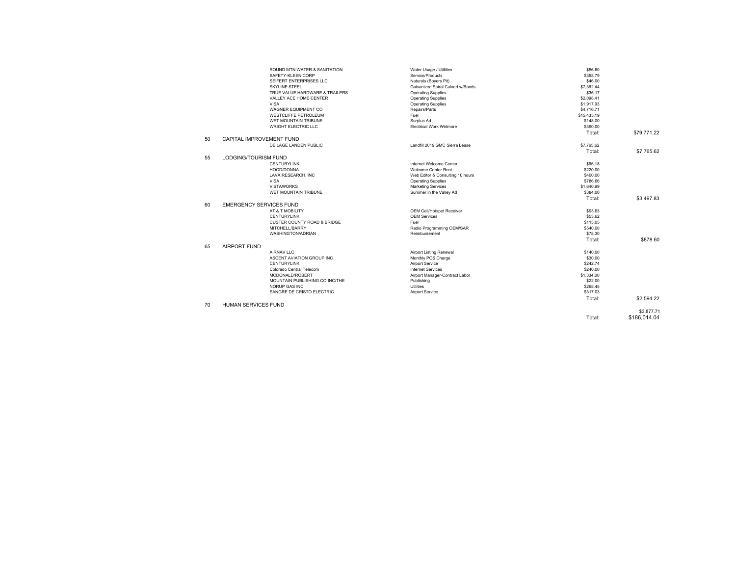| | | | | |
|---|---|---|---|---|
| | ROUND MTN WATER & SANITATION | Water Usage / Utilities | $56.60 | |
| | SAFETY-KLEEN CORP | Service/Products | $358.79 | |
| | SEIFERT ENTERPRISES LLC | Naturals (Boyers Pit) | $46.00 | |
| | SKYLINE STEEL | Galvanized Spiral Culvert w/Bands | $7,362.44 | |
| | TRUE VALUE HARDWARE & TRAILERS | Operating Supplies | $36.17 | |
| | VALLEY ACE HOME CENTER | Operating Supplies | $2,098.41 | |
| | VISA | Operating Supplies | $1,917.93 | |
| | WAGNER EQUIPMENT CO | Repairs/Parts | $4,716.71 | |
| | WESTCLIFFE PETROLEUM | Fuel | $15,435.19 | |
| | WET MOUNTAIN TRIBUNE | Surplus Ad | $148.00 | |
| | WRIGHT ELECTRIC LLC | Electrical Work Wetmore | $390.00 | |
| | | | Total: | $79,771.22 |
| 50 | CAPITAL IMPROVEMENT FUND | | | |
| | DE LAGE LANDEN PUBLIC | Landfill 2019 GMC Sierra Lease | $7,765.62 | |
| | | | Total: | $7,765.62 |
| 55 | LODGING/TOURISM FUND | | | |
| | CENTURYLINK | Internet Welcome Center | $66.18 | |
| | HOOD/DONNA | Welcome Center Rent | $220.00 | |
| | LAVA RESEARCH, INC | Web Editor & Consulting 10 hours | $400.00 | |
| | VISA | Operating Supplies | $786.66 | |
| | VISTAWORKS | Marketing Services | $1,640.99 | |
| | WET MOUNTAIN TRIBUNE | Summer in the Valley Ad | $384.00 | |
| | | | Total: | $3,497.83 |
| 60 | EMERGENCY SERVICES FUND | | | |
| | AT & T MOBILITY | OEM Cell/Hotspot Receiver | $93.63 | |
| | CENTURYLINK | OEM Services | $53.62 | |
| | CUSTER COUNTY ROAD & BRIDGE | Fuel | $113.05 | |
| | MITCHELL/BARRY | Radio Programming OEM/SAR | $540.00 | |
| | WASHINGTON/ADRIAN | Reimbursement | $78.30 | |
| | | | Total: | $878.60 |
| 65 | AIRPORT FUND | | | |
| | AIRNAV LLC | Airport Listing Renewal | $140.00 | |
| | ASCENT AVIATION GROUP INC | Monthly POS Charge | $30.00 | |
| | CENTURYLINK | Airport Service | $242.74 | |
| | Colorado Central Telecom | Internet Services | $240.00 | |
| | MCDONALD/ROBERT | Airport Manager-Contract Labor | $1,334.00 | |
| | MOUNTAIN PUBLISHING CO INC/THE | Publishing | $22.00 | |
| | NORUP GAS INC | Utilities | $268.45 | |
| | SANGRE DE CRISTO ELECTRIC | Airport Service | $317.03 | |
| | | | Total: | $2,594.22 |
| 70 | HUMAN SERVICES FUND | | | |
| | | | | $3,877.71 |
| | | | Total: | $186,014.04 |